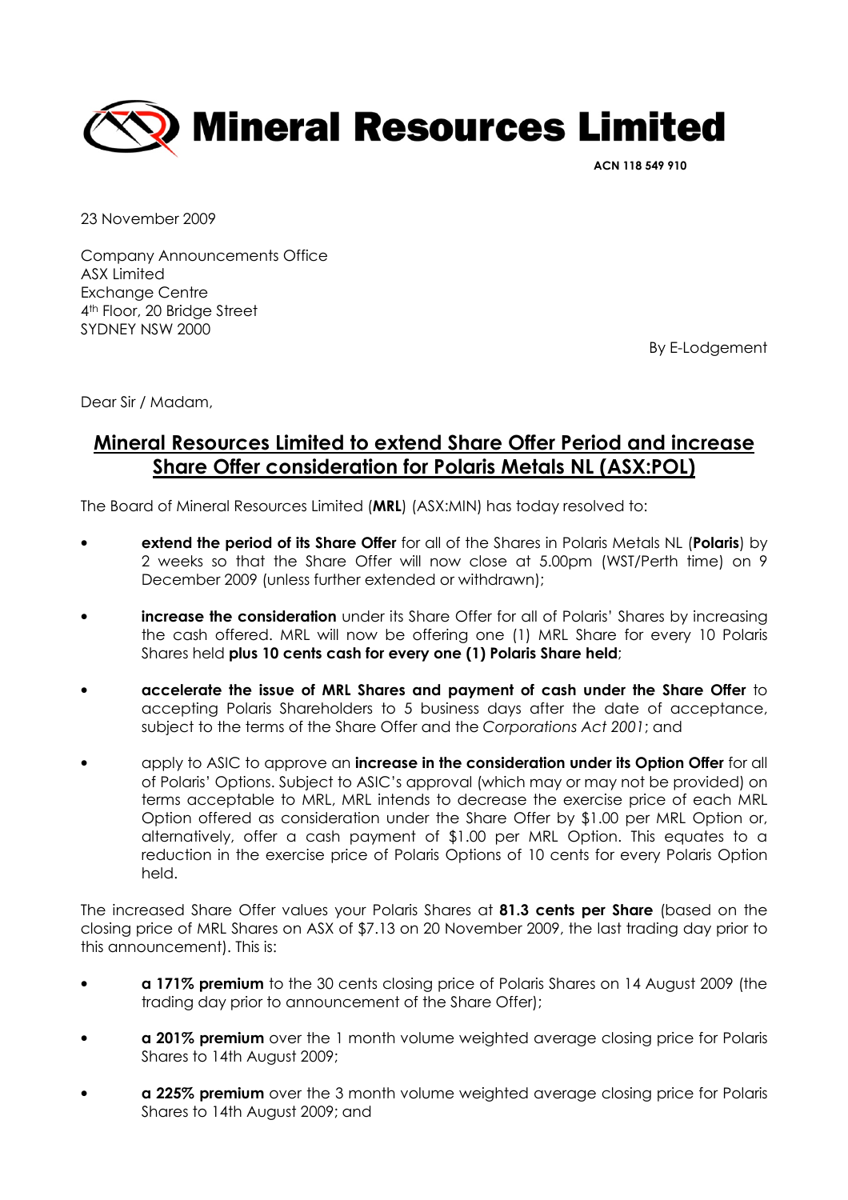# Mineral Resources Limited

**ACN 118 549 910**

23 November 2009

Company Announcements Office
ASX Limited
Exchange Centre
4th Floor, 20 Bridge Street
SYDNEY NSW 2000

By E-Lodgement

Dear Sir / Madam,

## Mineral Resources Limited to extend Share Offer Period and increase Share Offer consideration for Polaris Metals NL (ASX:POL)

The Board of Mineral Resources Limited (**MRL**) (ASX:MIN) has today resolved to:

- **extend the period of its Share Offer** for all of the Shares in Polaris Metals NL (**Polaris**) by 2 weeks so that the Share Offer will now close at 5.00pm (WST/Perth time) on 9 December 2009 (unless further extended or withdrawn);
- **increase the consideration** under its Share Offer for all of Polaris' Shares by increasing the cash offered. MRL will now be offering one (1) MRL Share for every 10 Polaris Shares held **plus 10 cents cash for every one (1) Polaris Share held**;
- **accelerate the issue of MRL Shares and payment of cash under the Share Offer** to accepting Polaris Shareholders to 5 business days after the date of acceptance, subject to the terms of the Share Offer and the *Corporations Act 2001*; and
- apply to ASIC to approve an **increase in the consideration under its Option Offer** for all of Polaris' Options. Subject to ASIC's approval (which may or may not be provided) on terms acceptable to MRL, MRL intends to decrease the exercise price of each MRL Option offered as consideration under the Share Offer by $1.00 per MRL Option or, alternatively, offer a cash payment of $1.00 per MRL Option. This equates to a reduction in the exercise price of Polaris Options of 10 cents for every Polaris Option held.

The increased Share Offer values your Polaris Shares at **81.3 cents per Share** (based on the closing price of MRL Shares on ASX of $7.13 on 20 November 2009, the last trading day prior to this announcement). This is:

- **a 171% premium** to the 30 cents closing price of Polaris Shares on 14 August 2009 (the trading day prior to announcement of the Share Offer);
- **a 201% premium** over the 1 month volume weighted average closing price for Polaris Shares to 14th August 2009;
- **a 225% premium** over the 3 month volume weighted average closing price for Polaris Shares to 14th August 2009; and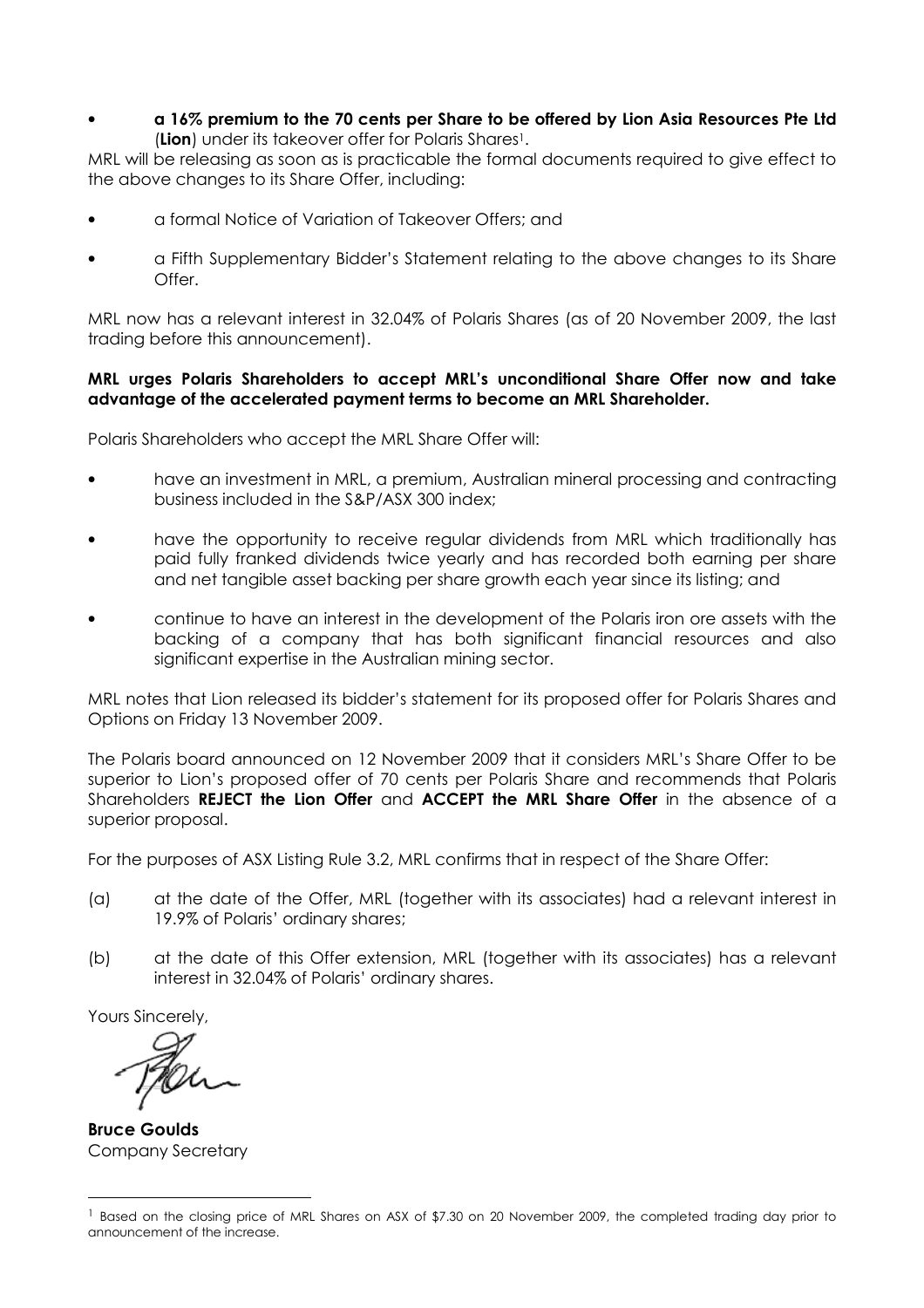- **a 16% premium to the 70 cents per Share to be offered by Lion Asia Resources Pte Ltd** (**Lion**) under its takeover offer for Polaris Shares[1].

MRL will be releasing as soon as is practicable the formal documents required to give effect to the above changes to its Share Offer, including:

- a formal Notice of Variation of Takeover Offers; and
- a Fifth Supplementary Bidder's Statement relating to the above changes to its Share Offer.

MRL now has a relevant interest in 32.04% of Polaris Shares (as of 20 November 2009, the last trading before this announcement).

**MRL urges Polaris Shareholders to accept MRL's unconditional Share Offer now and take advantage of the accelerated payment terms to become an MRL Shareholder.**

Polaris Shareholders who accept the MRL Share Offer will:

- have an investment in MRL, a premium, Australian mineral processing and contracting business included in the S&P/ASX 300 index;
- have the opportunity to receive regular dividends from MRL which traditionally has paid fully franked dividends twice yearly and has recorded both earning per share and net tangible asset backing per share growth each year since its listing; and
- continue to have an interest in the development of the Polaris iron ore assets with the backing of a company that has both significant financial resources and also significant expertise in the Australian mining sector.

MRL notes that Lion released its bidder's statement for its proposed offer for Polaris Shares and Options on Friday 13 November 2009.

The Polaris board announced on 12 November 2009 that it considers MRL's Share Offer to be superior to Lion's proposed offer of 70 cents per Polaris Share and recommends that Polaris Shareholders **REJECT the Lion Offer** and **ACCEPT the MRL Share Offer** in the absence of a superior proposal.

For the purposes of ASX Listing Rule 3.2, MRL confirms that in respect of the Share Offer:

(a) at the date of the Offer, MRL (together with its associates) had a relevant interest in 19.9% of Polaris' ordinary shares;

(b) at the date of this Offer extension, MRL (together with its associates) has a relevant interest in 32.04% of Polaris' ordinary shares.

Yours Sincerely,

**Bruce Goulds**
Company Secretary

[1] Based on the closing price of MRL Shares on ASX of $7.30 on 20 November 2009, the completed trading day prior to announcement of the increase.